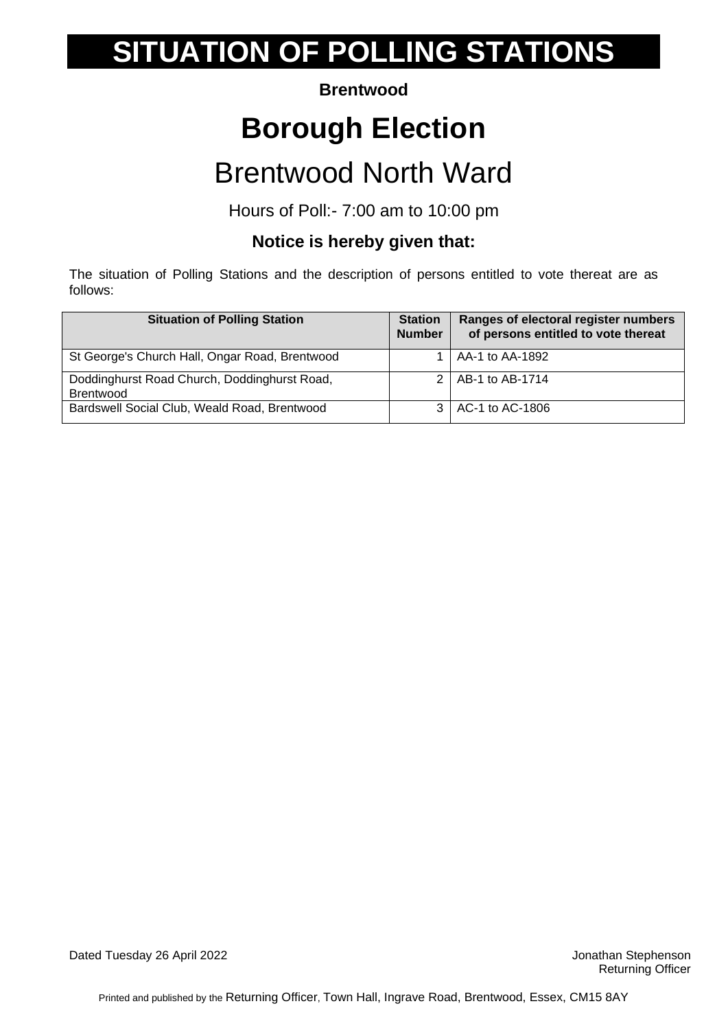# SITUATION OF POLLING STATIONS

**Brentwood**

# Borough Election

## Brentwood North Ward

Hours of Poll:- 7:00 am to 10:00 pm

### Notice is hereby given that:

The situation of Polling Stations and the description of persons entitled to vote thereat are as follows:

| Situation of Polling Station | Station Number | Ranges of electoral register numbers of persons entitled to vote thereat |
|---|---|---|
| St George's Church Hall, Ongar Road, Brentwood | 1 | AA-1 to AA-1892 |
| Doddinghurst Road Church, Doddinghurst Road, Brentwood | 2 | AB-1 to AB-1714 |
| Bardswell Social Club, Weald Road, Brentwood | 3 | AC-1 to AC-1806 |

Dated Tuesday 26 April 2022

Jonathan Stephenson
Returning Officer

Printed and published by the Returning Officer, Town Hall, Ingrave Road, Brentwood, Essex, CM15 8AY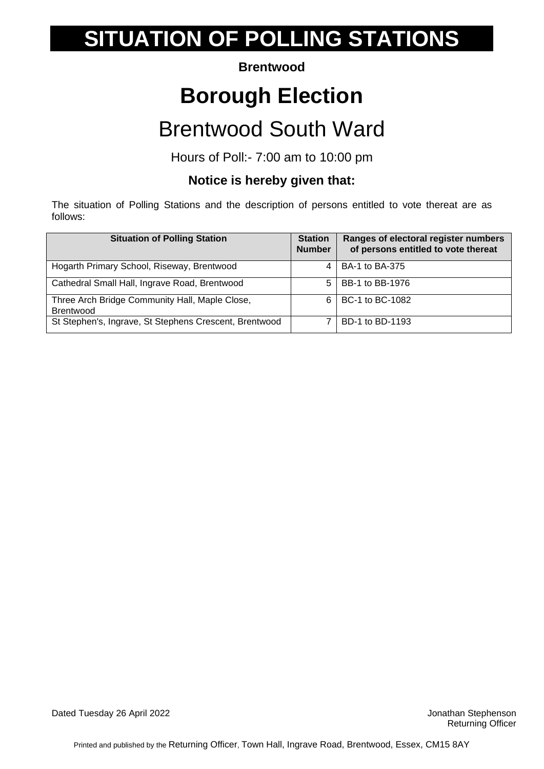# SITUATION OF POLLING STATIONS

**Brentwood**

# Borough Election

## Brentwood South Ward

Hours of Poll:- 7:00 am to 10:00 pm

### Notice is hereby given that:

The situation of Polling Stations and the description of persons entitled to vote thereat are as follows:

| Situation of Polling Station | Station Number | Ranges of electoral register numbers of persons entitled to vote thereat |
|---|---|---|
| Hogarth Primary School, Riseway, Brentwood | 4 | BA-1 to BA-375 |
| Cathedral Small Hall, Ingrave Road, Brentwood | 5 | BB-1 to BB-1976 |
| Three Arch Bridge Community Hall, Maple Close, Brentwood | 6 | BC-1 to BC-1082 |
| St Stephen's, Ingrave, St Stephens Crescent, Brentwood | 7 | BD-1 to BD-1193 |

Dated Tuesday 26 April 2022

Jonathan Stephenson
Returning Officer

Printed and published by the Returning Officer, Town Hall, Ingrave Road, Brentwood, Essex, CM15 8AY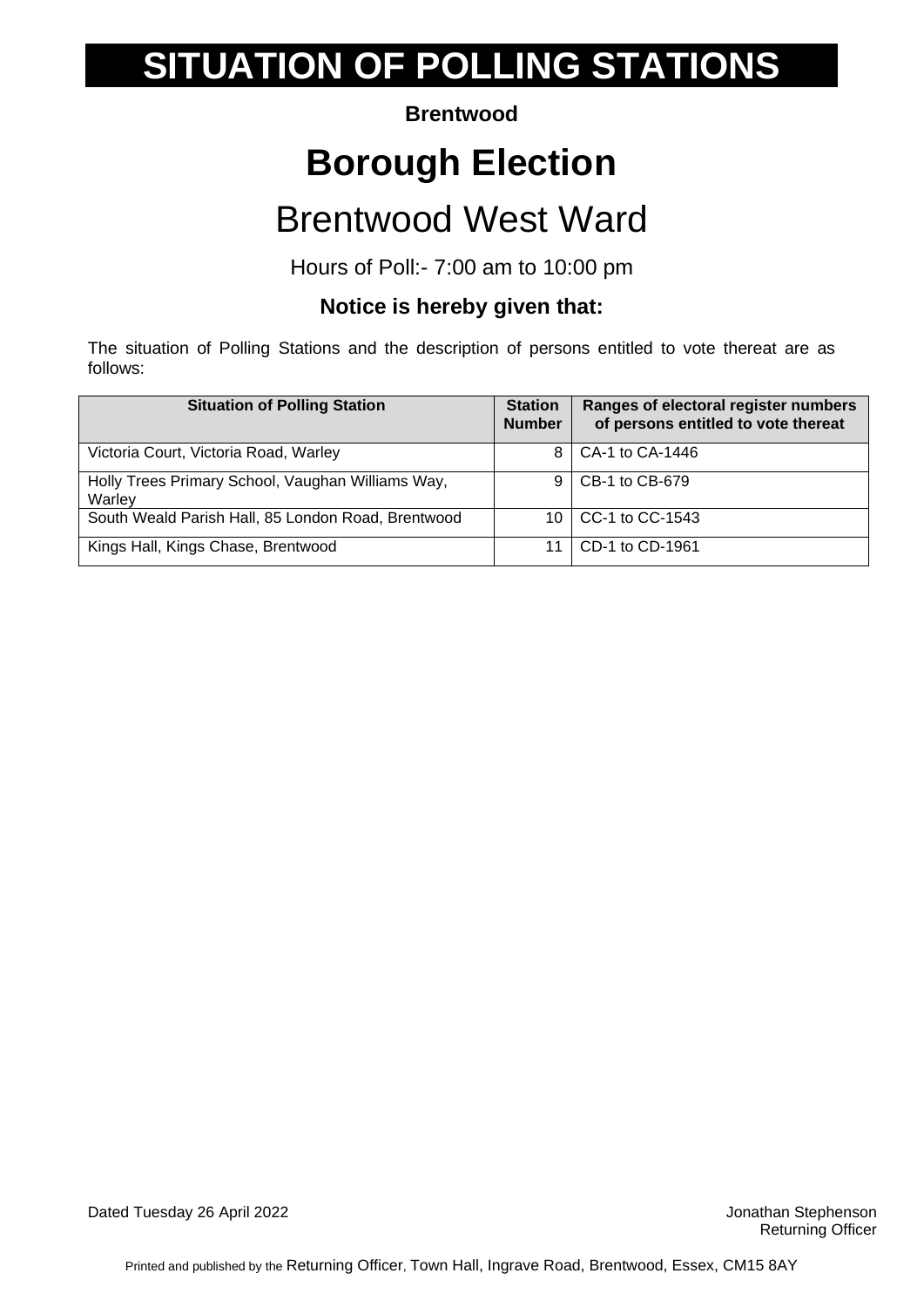# SITUATION OF POLLING STATIONS

**Brentwood**

# Borough Election

## Brentwood West Ward

Hours of Poll:- 7:00 am to 10:00 pm

### Notice is hereby given that:

The situation of Polling Stations and the description of persons entitled to vote thereat are as follows:

| Situation of Polling Station | Station Number | Ranges of electoral register numbers of persons entitled to vote thereat |
|---|---|---|
| Victoria Court, Victoria Road, Warley | 8 | CA-1 to CA-1446 |
| Holly Trees Primary School, Vaughan Williams Way, Warley | 9 | CB-1 to CB-679 |
| South Weald Parish Hall, 85 London Road, Brentwood | 10 | CC-1 to CC-1543 |
| Kings Hall, Kings Chase, Brentwood | 11 | CD-1 to CD-1961 |

Dated Tuesday 26 April 2022

Jonathan Stephenson
Returning Officer

Printed and published by the Returning Officer, Town Hall, Ingrave Road, Brentwood, Essex, CM15 8AY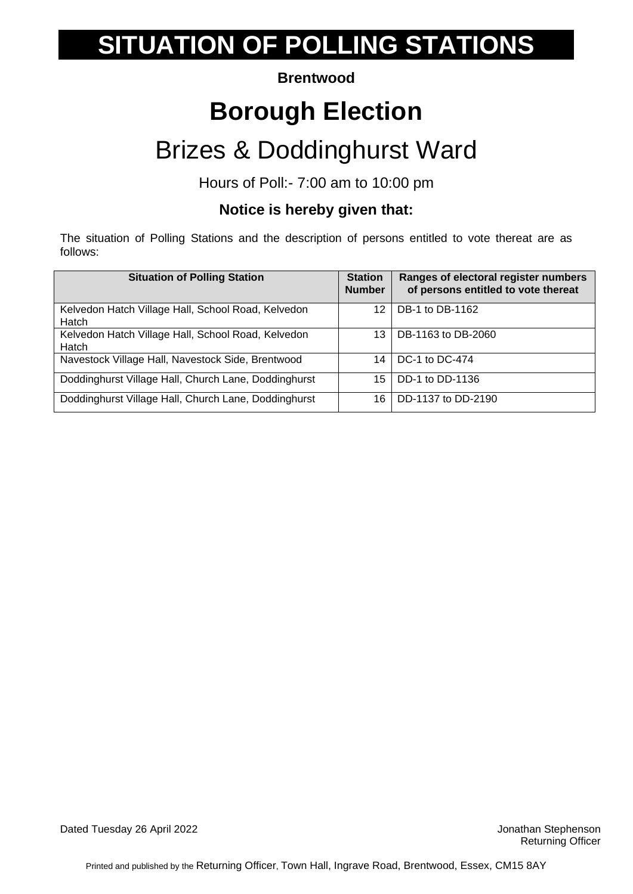# SITUATION OF POLLING STATIONS

**Brentwood**

# Borough Election

## Brizes & Doddinghurst Ward

Hours of Poll:- 7:00 am to 10:00 pm

**Notice is hereby given that:**

The situation of Polling Stations and the description of persons entitled to vote thereat are as follows:

| Situation of Polling Station | Station Number | Ranges of electoral register numbers of persons entitled to vote thereat |
|---|---|---|
| Kelvedon Hatch Village Hall, School Road, Kelvedon Hatch | 12 | DB-1 to DB-1162 |
| Kelvedon Hatch Village Hall, School Road, Kelvedon Hatch | 13 | DB-1163 to DB-2060 |
| Navestock Village Hall, Navestock Side, Brentwood | 14 | DC-1 to DC-474 |
| Doddinghurst Village Hall, Church Lane, Doddinghurst | 15 | DD-1 to DD-1136 |
| Doddinghurst Village Hall, Church Lane, Doddinghurst | 16 | DD-1137 to DD-2190 |

Dated Tuesday 26 April 2022

Jonathan Stephenson
Returning Officer

Printed and published by the Returning Officer, Town Hall, Ingrave Road, Brentwood, Essex, CM15 8AY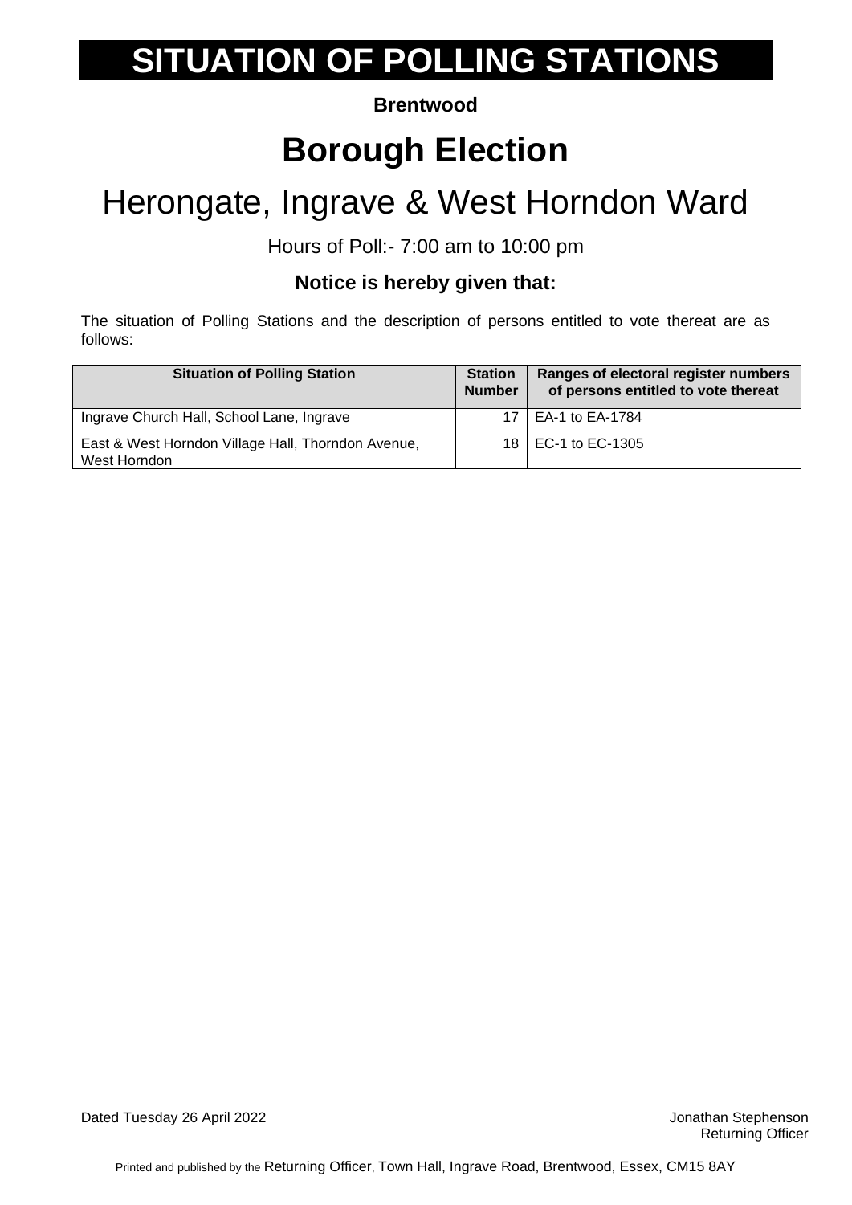# SITUATION OF POLLING STATIONS

**Brentwood**

# Borough Election

## Herongate, Ingrave & West Horndon Ward

Hours of Poll:- 7:00 am to 10:00 pm

**Notice is hereby given that:**

The situation of Polling Stations and the description of persons entitled to vote thereat are as follows:

| Situation of Polling Station | Station Number | Ranges of electoral register numbers of persons entitled to vote thereat |
|---|---|---|
| Ingrave Church Hall, School Lane, Ingrave | 17 | EA-1 to EA-1784 |
| East & West Horndon Village Hall, Thorndon Avenue, West Horndon | 18 | EC-1 to EC-1305 |

Dated Tuesday 26 April 2022

Jonathan Stephenson
Returning Officer

Printed and published by the Returning Officer, Town Hall, Ingrave Road, Brentwood, Essex, CM15 8AY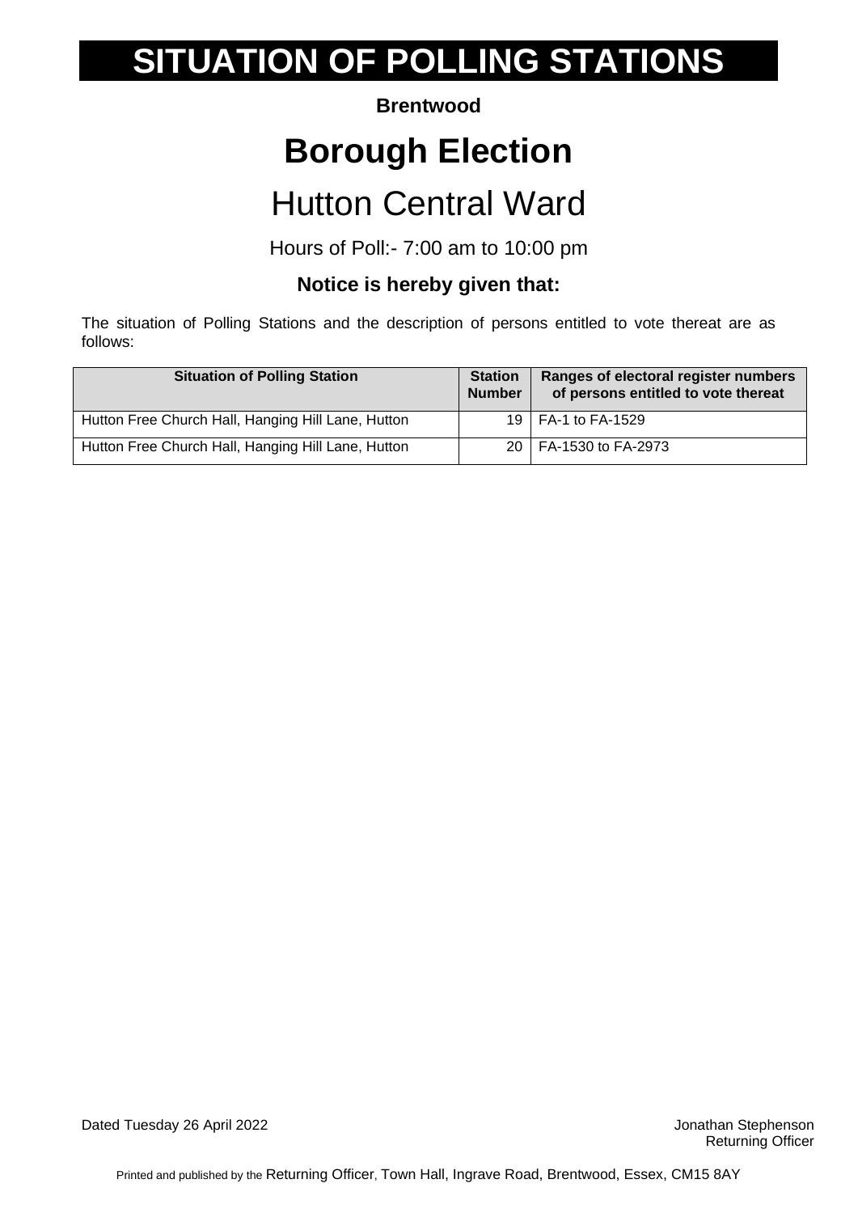# SITUATION OF POLLING STATIONS

**Brentwood**

# Borough Election

## Hutton Central Ward

Hours of Poll:- 7:00 am to 10:00 pm

**Notice is hereby given that:**

The situation of Polling Stations and the description of persons entitled to vote thereat are as follows:

| Situation of Polling Station | Station Number | Ranges of electoral register numbers of persons entitled to vote thereat |
| --- | --- | --- |
| Hutton Free Church Hall, Hanging Hill Lane, Hutton | 19 | FA-1 to FA-1529 |
| Hutton Free Church Hall, Hanging Hill Lane, Hutton | 20 | FA-1530 to FA-2973 |

Dated Tuesday 26 April 2022

Jonathan Stephenson
Returning Officer

Printed and published by the Returning Officer, Town Hall, Ingrave Road, Brentwood, Essex, CM15 8AY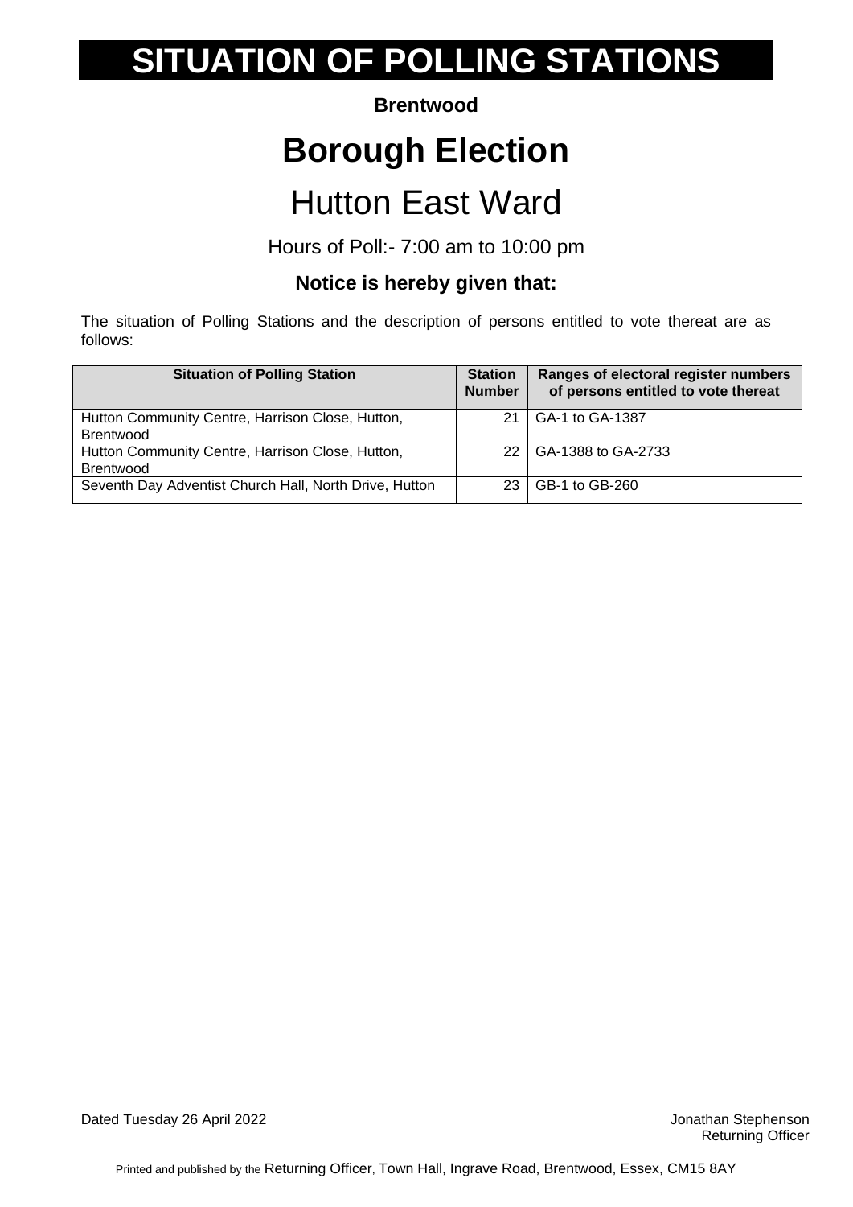# SITUATION OF POLLING STATIONS

**Brentwood**

# Borough Election

## Hutton East Ward

Hours of Poll:- 7:00 am to 10:00 pm

**Notice is hereby given that:**

The situation of Polling Stations and the description of persons entitled to vote thereat are as follows:

| Situation of Polling Station | Station Number | Ranges of electoral register numbers of persons entitled to vote thereat |
|---|---|---|
| Hutton Community Centre, Harrison Close, Hutton, Brentwood | 21 | GA-1 to GA-1387 |
| Hutton Community Centre, Harrison Close, Hutton, Brentwood | 22 | GA-1388 to GA-2733 |
| Seventh Day Adventist Church Hall, North Drive, Hutton | 23 | GB-1 to GB-260 |

Dated Tuesday 26 April 2022

Jonathan Stephenson
Returning Officer

Printed and published by the Returning Officer, Town Hall, Ingrave Road, Brentwood, Essex, CM15 8AY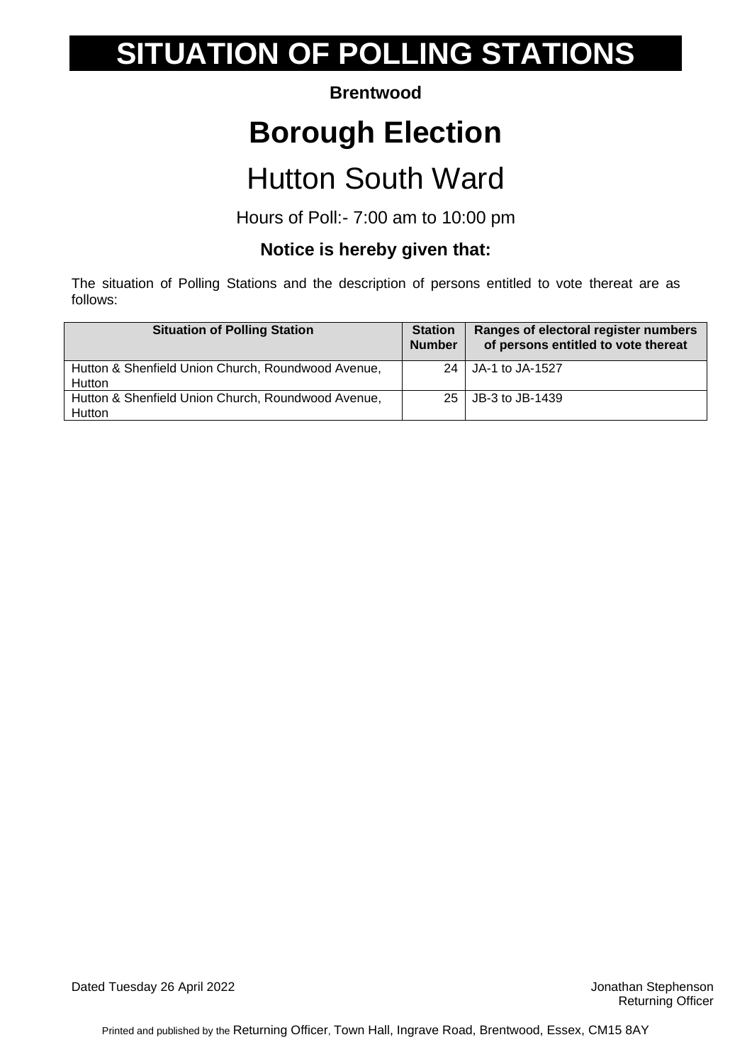# SITUATION OF POLLING STATIONS

**Brentwood**

## Borough Election

## Hutton South Ward

Hours of Poll:- 7:00 am to 10:00 pm

**Notice is hereby given that:**

The situation of Polling Stations and the description of persons entitled to vote thereat are as follows:

| Situation of Polling Station | Station Number | Ranges of electoral register numbers of persons entitled to vote thereat |
|---|---|---|
| Hutton & Shenfield Union Church, Roundwood Avenue, Hutton | 24 | JA-1 to JA-1527 |
| Hutton & Shenfield Union Church, Roundwood Avenue, Hutton | 25 | JB-3 to JB-1439 |

Dated Tuesday 26 April 2022

Jonathan Stephenson
Returning Officer

Printed and published by the Returning Officer, Town Hall, Ingrave Road, Brentwood, Essex, CM15 8AY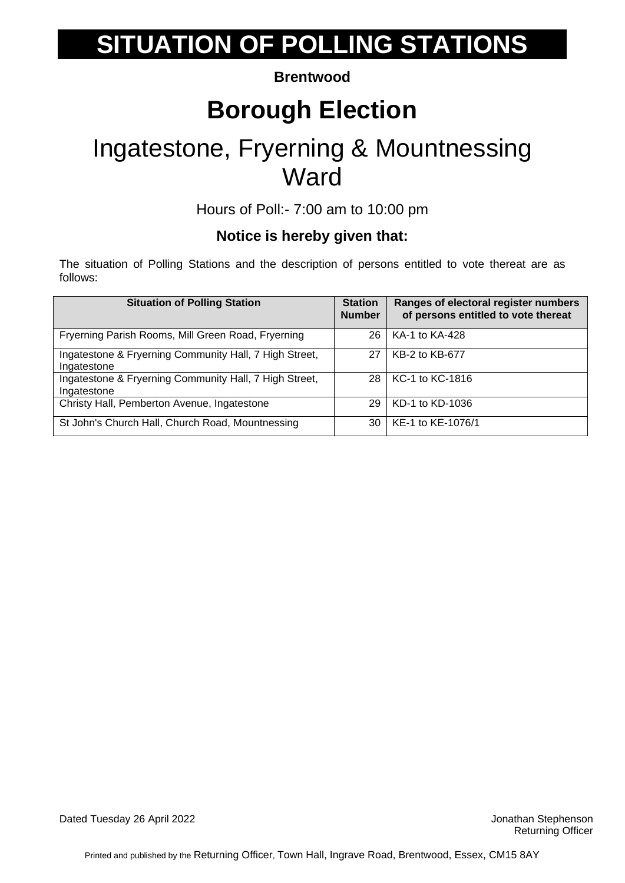# SITUATION OF POLLING STATIONS

**Brentwood**

# Borough Election

## Ingatestone, Fryerning & Mountnessing Ward

Hours of Poll:- 7:00 am to 10:00 pm

**Notice is hereby given that:**

The situation of Polling Stations and the description of persons entitled to vote thereat are as follows:

| Situation of Polling Station | Station Number | Ranges of electoral register numbers of persons entitled to vote thereat |
|---|---|---|
| Fryerning Parish Rooms, Mill Green Road, Fryerning | 26 | KA-1 to KA-428 |
| Ingatestone & Fryerning Community Hall, 7 High Street, Ingatestone | 27 | KB-2 to KB-677 |
| Ingatestone & Fryerning Community Hall, 7 High Street, Ingatestone | 28 | KC-1 to KC-1816 |
| Christy Hall, Pemberton Avenue, Ingatestone | 29 | KD-1 to KD-1036 |
| St John's Church Hall, Church Road, Mountnessing | 30 | KE-1 to KE-1076/1 |

Dated Tuesday 26 April 2022

Jonathan Stephenson
Returning Officer

Printed and published by the Returning Officer, Town Hall, Ingrave Road, Brentwood, Essex, CM15 8AY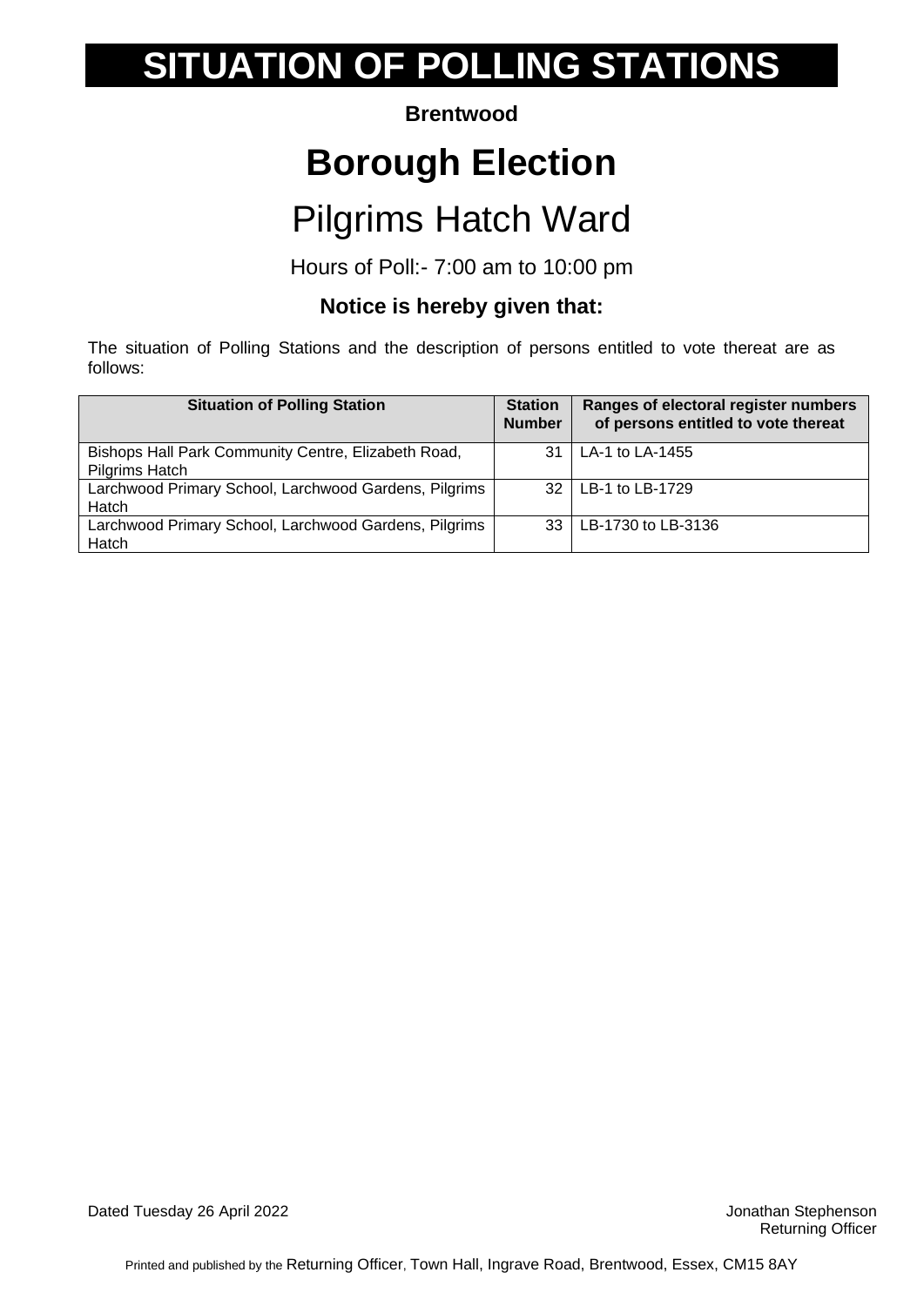# SITUATION OF POLLING STATIONS

**Brentwood**

# Borough Election

## Pilgrims Hatch Ward

Hours of Poll:- 7:00 am to 10:00 pm

### Notice is hereby given that:

The situation of Polling Stations and the description of persons entitled to vote thereat are as follows:

| Situation of Polling Station | Station Number | Ranges of electoral register numbers of persons entitled to vote thereat |
|---|---|---|
| Bishops Hall Park Community Centre, Elizabeth Road, Pilgrims Hatch | 31 | LA-1 to LA-1455 |
| Larchwood Primary School, Larchwood Gardens, Pilgrims Hatch | 32 | LB-1 to LB-1729 |
| Larchwood Primary School, Larchwood Gardens, Pilgrims Hatch | 33 | LB-1730 to LB-3136 |

Dated Tuesday 26 April 2022

Jonathan Stephenson
Returning Officer

Printed and published by the Returning Officer, Town Hall, Ingrave Road, Brentwood, Essex, CM15 8AY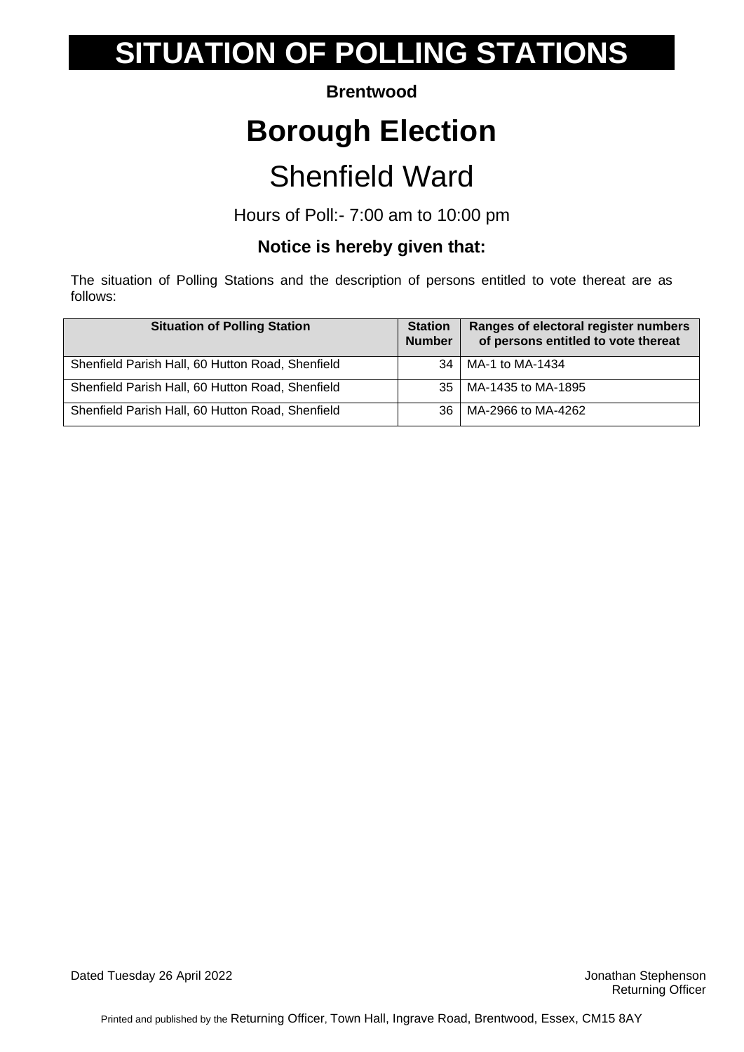# SITUATION OF POLLING STATIONS

**Brentwood**

## Borough Election

## Shenfield Ward

Hours of Poll:- 7:00 am to 10:00 pm

### Notice is hereby given that:

The situation of Polling Stations and the description of persons entitled to vote thereat are as follows:

| Situation of Polling Station | Station Number | Ranges of electoral register numbers of persons entitled to vote thereat |
|---|---|---|
| Shenfield Parish Hall, 60 Hutton Road, Shenfield | 34 | MA-1 to MA-1434 |
| Shenfield Parish Hall, 60 Hutton Road, Shenfield | 35 | MA-1435 to MA-1895 |
| Shenfield Parish Hall, 60 Hutton Road, Shenfield | 36 | MA-2966 to MA-4262 |

Dated Tuesday 26 April 2022

Jonathan Stephenson
Returning Officer

Printed and published by the Returning Officer, Town Hall, Ingrave Road, Brentwood, Essex, CM15 8AY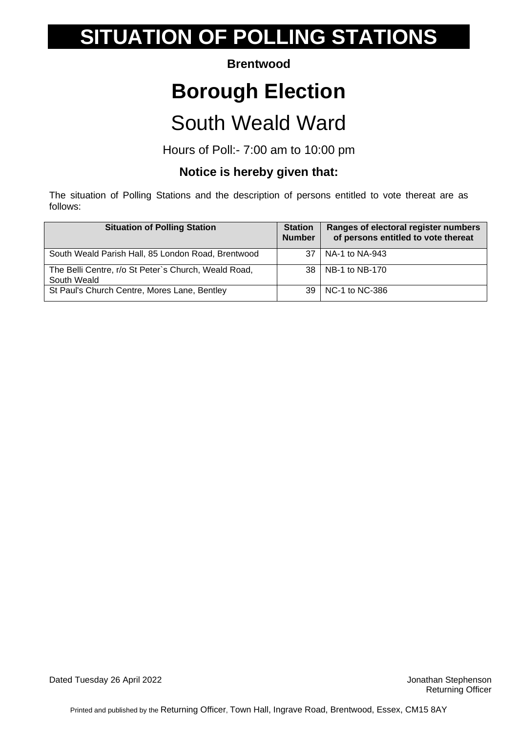# SITUATION OF POLLING STATIONS

**Brentwood**

# Borough Election

## South Weald Ward

Hours of Poll:- 7:00 am to 10:00 pm

### Notice is hereby given that:

The situation of Polling Stations and the description of persons entitled to vote thereat are as follows:

| Situation of Polling Station | Station Number | Ranges of electoral register numbers of persons entitled to vote thereat |
|---|---|---|
| South Weald Parish Hall, 85 London Road, Brentwood | 37 | NA-1 to NA-943 |
| The Belli Centre, r/o St Peter`s Church, Weald Road, South Weald | 38 | NB-1 to NB-170 |
| St Paul's Church Centre, Mores Lane, Bentley | 39 | NC-1 to NC-386 |

Dated Tuesday 26 April 2022

Jonathan Stephenson
Returning Officer

Printed and published by the Returning Officer, Town Hall, Ingrave Road, Brentwood, Essex, CM15 8AY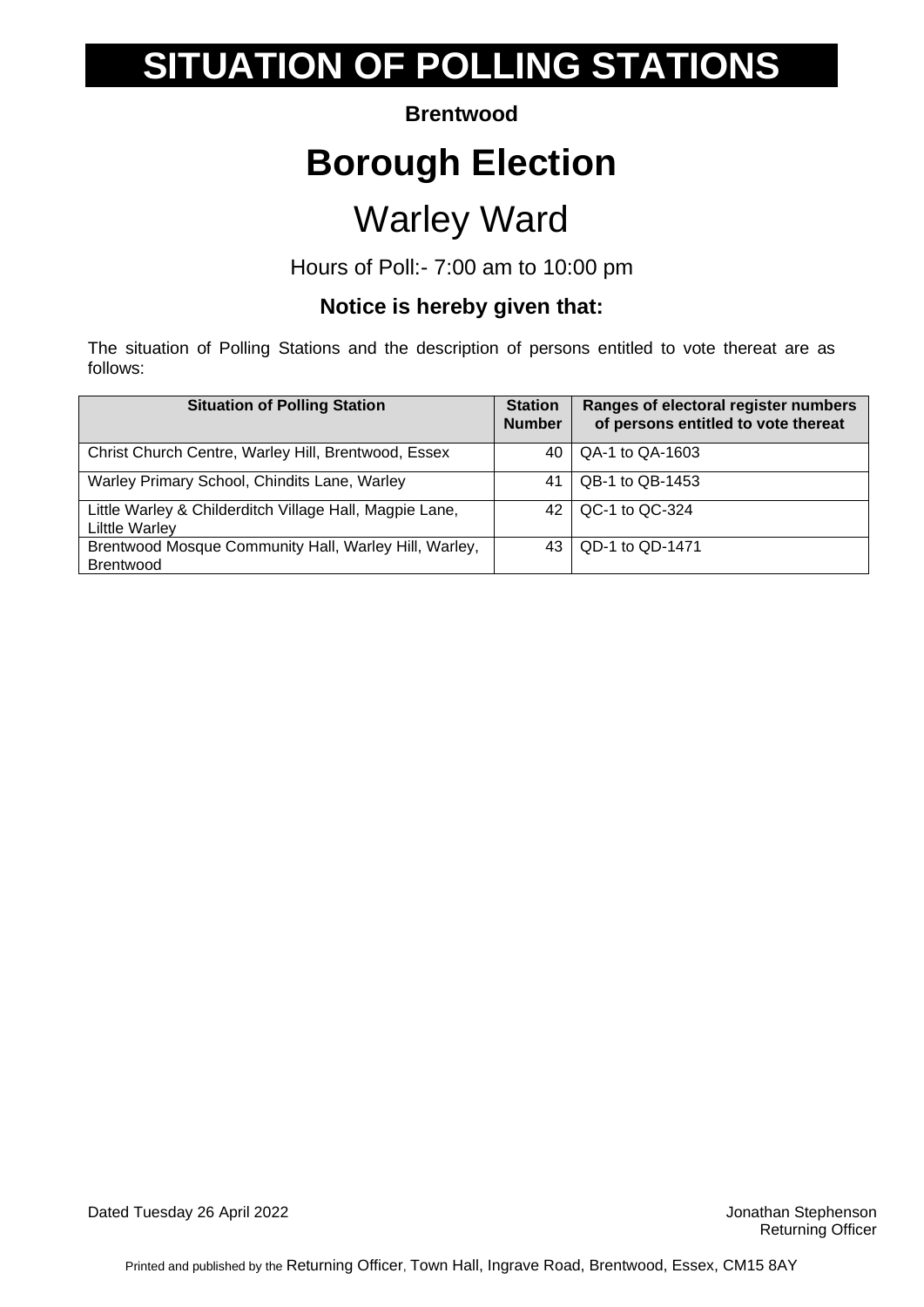# SITUATION OF POLLING STATIONS

**Brentwood**

# Borough Election

## Warley Ward

Hours of Poll:- 7:00 am to 10:00 pm

### Notice is hereby given that:

The situation of Polling Stations and the description of persons entitled to vote thereat are as follows:

| Situation of Polling Station | Station Number | Ranges of electoral register numbers of persons entitled to vote thereat |
|---|---|---|
| Christ Church Centre, Warley Hill, Brentwood, Essex | 40 | QA-1 to QA-1603 |
| Warley Primary School, Chindits Lane, Warley | 41 | QB-1 to QB-1453 |
| Little Warley & Childerditch Village Hall, Magpie Lane, Lilttle Warley | 42 | QC-1 to QC-324 |
| Brentwood Mosque Community Hall, Warley Hill, Warley, Brentwood | 43 | QD-1 to QD-1471 |

Dated Tuesday 26 April 2022

Jonathan Stephenson
Returning Officer

Printed and published by the Returning Officer, Town Hall, Ingrave Road, Brentwood, Essex, CM15 8AY